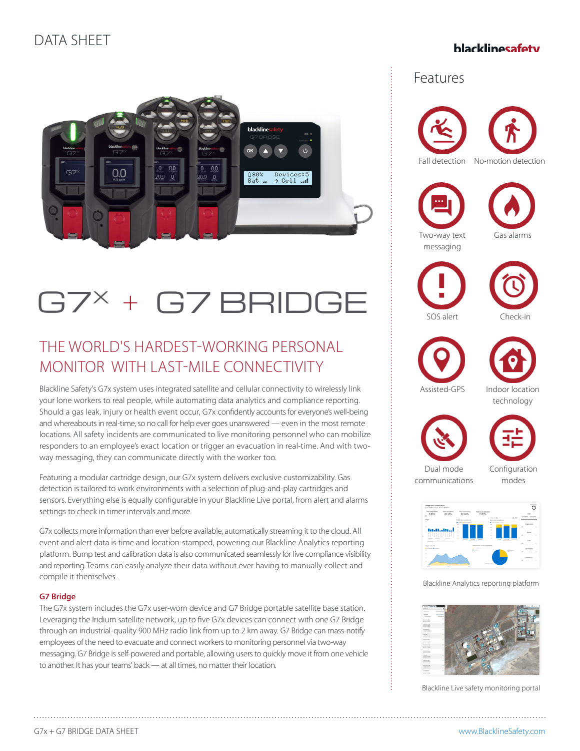DATA SHEET

blacklinesafety

# G7x + G7 BRIDGE

## THE WORLD'S HARDEST-WORKING PERSONAL MONITOR WITH LAST-MILE CONNECTIVITY

Blackline Safety's G7x system uses integrated satellite and cellular connectivity to wirelessly link your lone workers to real people, while automating data analytics and compliance reporting. Should a gas leak, injury or health event occur, G7x confidently accounts for everyone's well-being and whereabouts in real-time, so no call for help ever goes unanswered — even in the most remote locations. All safety incidents are communicated to live monitoring personnel who can mobilize responders to an employee's exact location or trigger an evacuation in real-time. And with two-way messaging, they can communicate directly with the worker too.

Featuring a modular cartridge design, our G7x system delivers exclusive customizability. Gas detection is tailored to work environments with a selection of plug-and-play cartridges and sensors. Everything else is equally configurable in your Blackline Live portal, from alert and alarms settings to check in timer intervals and more.

G7x collects more information than ever before available, automatically streaming it to the cloud. All event and alert data is time and location-stamped, powering our Blackline Analytics reporting platform. Bump test and calibration data is also communicated seamlessly for live compliance visibility and reporting. Teams can easily analyze their data without ever having to manually collect and compile it themselves.

### G7 Bridge

The G7x system includes the G7x user-worn device and G7 Bridge portable satellite base station. Leveraging the Iridium satellite network, up to five G7x devices can connect with one G7 Bridge through an industrial-quality 900 MHz radio link from up to 2 km away. G7 Bridge can mass-notify employees of the need to evacuate and connect workers to monitoring personnel via two-way messaging. G7 Bridge is self-powered and portable, allowing users to quickly move it from one vehicle to another. It has your teams' back — at all times, no matter their location.

## Features

- Fall detection
- No-motion detection
- Two-way text messaging
- Gas alarms
- SOS alert
- Check-in
- Assisted-GPS
- Indoor location technology
- Dual mode communications
- Configuration modes

Blackline Analytics reporting platform

Blackline Live safety monitoring portal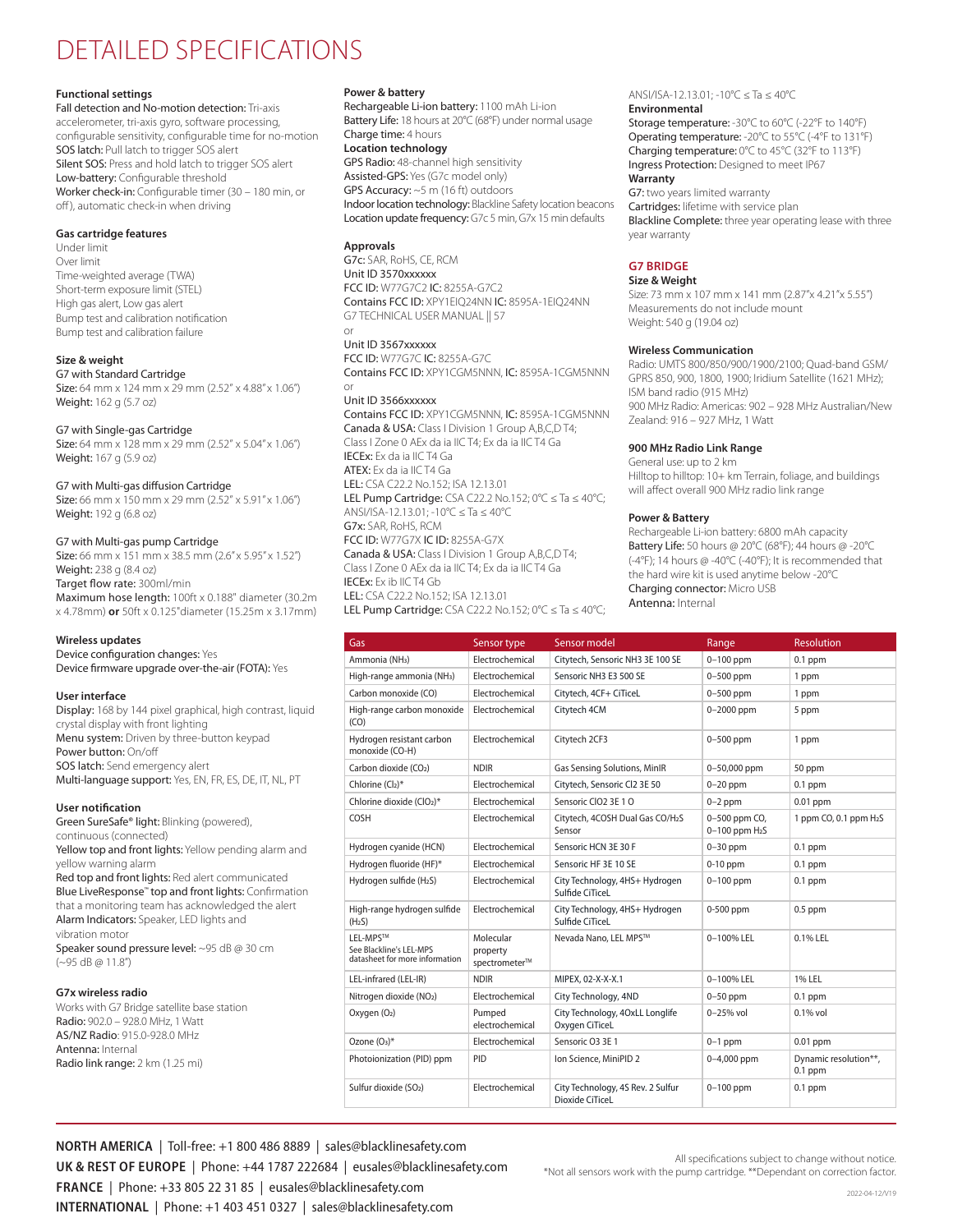# DETAILED SPECIFICATIONS

**Functional settings**

**Fall detection and No-motion detection:** Tri-axis accelerometer, tri-axis gyro, software processing, configurable sensitivity, configurable time for no-motion
**SOS latch:** Pull latch to trigger SOS alert
**Silent SOS:** Press and hold latch to trigger SOS alert
**Low-battery:** Configurable threshold
**Worker check-in:** Configurable timer (30 – 180 min, or off), automatic check-in when driving

**Gas cartridge features**

Under limit
Over limit
Time-weighted average (TWA)
Short-term exposure limit (STEL)
High gas alert, Low gas alert
Bump test and calibration notification
Bump test and calibration failure

**Size & weight**

**G7 with Standard Cartridge**
**Size:** 64 mm x 124 mm x 29 mm (2.52" x 4.88" x 1.06")
**Weight:** 162 g (5.7 oz)

**G7 with Single-gas Cartridge**
**Size:** 64 mm x 128 mm x 29 mm (2.52" x 5.04" x 1.06")
**Weight:** 167 g (5.9 oz)

**G7 with Multi-gas diffusion Cartridge**
**Size:** 66 mm x 150 mm x 29 mm (2.52" x 5.91" x 1.06")
**Weight:** 192 g (6.8 oz)

**G7 with Multi-gas pump Cartridge**
**Size:** 66 mm x 151 mm x 38.5 mm (2.6" x 5.95" x 1.52")
**Weight:** 238 g (8.4 oz)
**Target flow rate:** 300ml/min
**Maximum hose length:** 100ft x 0.188" diameter (30.2m x 4.78mm) **or** 50ft x 0.125" diameter (15.25m x 3.17mm)

**Wireless updates**

**Device configuration changes:** Yes
**Device firmware upgrade over-the-air (FOTA):** Yes

**User interface**

**Display:** 168 by 144 pixel graphical, high contrast, liquid crystal display with front lighting
**Menu system:** Driven by three-button keypad
**Power button:** On/off
**SOS latch:** Send emergency alert
**Multi-language support:** Yes, EN, FR, ES, DE, IT, NL, PT

**User notification**

**Green SureSafe® light:** Blinking (powered), continuous (connected)
**Yellow top and front lights:** Yellow pending alarm and yellow warning alarm
**Red top and front lights:** Red alert communicated
**Blue LiveResponse™ top and front lights:** Confirmation that a monitoring team has acknowledged the alert
**Alarm Indicators:** Speaker, LED lights and vibration motor
**Speaker sound pressure level:** ~95 dB @ 30 cm (~95 dB @ 11.8")

**G7x wireless radio**

Works with G7 Bridge satellite base station
**Radio:** 902.0 – 928.0 MHz, 1 Watt
**AS/NZ Radio:** 915.0-928.0 MHz
**Antenna:** Internal
**Radio link range:** 2 km (1.25 mi)

**Power & battery**

**Rechargeable Li-ion battery:** 1100 mAh Li-ion
**Battery Life:** 18 hours at 20°C (68°F) under normal usage
**Charge time:** 4 hours

**Location technology**

**GPS Radio:** 48-channel high sensitivity
**Assisted-GPS:** Yes (G7c model only)
**GPS Accuracy:** ~5 m (16 ft) outdoors
**Indoor location technology:** Blackline Safety location beacons
**Location update frequency:** G7c 5 min, G7x 15 min defaults

**Approvals**

**G7c:** SAR, RoHS, CE, RCM
**Unit ID 3570xxxxxx**
**FCC ID:** W77G7C2 **IC:** 8255A-G7C2
**Contains FCC ID:** XPY1EIQ24NN **IC:** 8595A-1EIQ24NN
G7 TECHNICAL USER MANUAL || 57
or
**Unit ID 3567xxxxxx**
**FCC ID:** W77G7C **IC:** 8255A-G7C
**Contains FCC ID:** XPY1CGM5NNN, **IC:** 8595A-1CGM5NNN
or
**Unit ID 3566xxxxxx**
**Contains FCC ID:** XPY1CGM5NNN, **IC:** 8595A-1CGM5NNN
**Canada & USA:** Class I Division 1 Group A,B,C,D T4; Class I Zone 0 AEx da ia IIC T4; Ex da ia IIC T4 Ga
**IECEx:** Ex da ia IIC T4 Ga
**ATEX:** Ex da ia IIC T4 Ga
**LEL:** CSA C22.2 No.152; ISA 12.13.01
**LEL Pump Cartridge:** CSA C22.2 No.152; 0°C ≤ Ta ≤ 40°C; ANSI/ISA-12.13.01; -10°C ≤ Ta ≤ 40°C
**G7x:** SAR, RoHS, RCM
**FCC ID:** W77G7X **IC ID:** 8255A-G7X
**Canada & USA:** Class I Division 1 Group A,B,C,D T4; Class I Zone 0 AEx da ia IIC T4; Ex da ia IIC T4 Ga
**IECEx:** Ex ib IIC T4 Gb
**LEL:** CSA C22.2 No.152; ISA 12.13.01
**LEL Pump Cartridge:** CSA C22.2 No.152; 0°C ≤ Ta ≤ 40°C; ANSI/ISA-12.13.01; -10°C ≤ Ta ≤ 40°C

**Environmental**

**Storage temperature:** -30°C to 60°C (-22°F to 140°F)
**Operating temperature:** -20°C to 55°C (-4°F to 131°F)
**Charging temperature:** 0°C to 45°C (32°F to 113°F)
**Ingress Protection:** Designed to meet IP67

**Warranty**

**G7:** two years limited warranty
**Cartridges:** lifetime with service plan
**Blackline Complete:** three year operating lease with three year warranty

## G7 BRIDGE

**Size & Weight**

Size: 73 mm x 107 mm x 141 mm (2.87" x 4.21" x 5.55")
Measurements do not include mount
Weight: 540 g (19.04 oz)

**Wireless Communication**

Radio: UMTS 800/850/900/1900/2100; Quad-band GSM/GPRS 850, 900, 1800, 1900; Iridium Satellite (1621 MHz); ISM band radio (915 MHz)
900 MHz Radio: Americas: 902 – 928 MHz Australian/New Zealand: 916 – 927 MHz, 1 Watt

**900 MHz Radio Link Range**

General use: up to 2 km
Hilltop to hilltop: 10+ km Terrain, foliage, and buildings will affect overall 900 MHz radio link range

**Power & Battery**

Rechargeable Li-ion battery: 6800 mAh capacity
**Battery Life:** 50 hours @ 20°C (68°F); 44 hours @ -20°C (-4°F); 14 hours @ -40°C (-40°F); It is recommended that the hard wire kit is used anytime below -20°C
**Charging connector:** Micro USB
**Antenna:** Internal

| Gas | Sensor type | Sensor model | Range | Resolution |
|---|---|---|---|---|
| Ammonia ($NH_3$) | Electrochemical | Citytech, Sensoric NH3 3E 100 SE | 0–100 ppm | 0.1 ppm |
| High-range ammonia ($NH_3$) | Electrochemical | Sensoric NH3 E3 500 SE | 0–500 ppm | 1 ppm |
| Carbon monoxide (CO) | Electrochemical | Citytech, 4CF+ CiTiceL | 0–500 ppm | 1 ppm |
| High-range carbon monoxide (CO) | Electrochemical | Citytech 4CM | 0–2000 ppm | 5 ppm |
| Hydrogen resistant carbon monoxide (CO-H) | Electrochemical | Citytech 2CF3 | 0–500 ppm | 1 ppm |
| Carbon dioxide ($CO_2$) | NDIR | Gas Sensing Solutions, MinIR | 0–50,000 ppm | 50 ppm |
| Chlorine ($Cl_2$)* | Electrochemical | Citytech, Sensoric Cl2 3E 50 | 0–20 ppm | 0.1 ppm |
| Chlorine dioxide ($ClO_2$)* | Electrochemical | Sensoric ClO2 3E 1 O | 0–2 ppm | 0.01 ppm |
| COSH | Electrochemical | Citytech, 4COSH Dual Gas CO/$H_2S$ Sensor | 0–500 ppm CO, 0–100 ppm $H_2S$ | 1 ppm CO, 0.1 ppm $H_2S$ |
| Hydrogen cyanide (HCN) | Electrochemical | Sensoric HCN 3E 30 F | 0–30 ppm | 0.1 ppm |
| Hydrogen fluoride (HF)* | Electrochemical | Sensoric HF 3E 10 SE | 0-10 ppm | 0.1 ppm |
| Hydrogen sulfide ($H_2S$) | Electrochemical | City Technology, 4HS+ Hydrogen Sulfide CiTiceL | 0–100 ppm | 0.1 ppm |
| High-range hydrogen sulfide ($H_2S$) | Electrochemical | City Technology, 4HS+ Hydrogen Sulfide CiTiceL | 0-500 ppm | 0.5 ppm |
| LEL-MPS™ See Blackline's LEL-MPS datasheet for more information | Molecular property spectrometer™ | Nevada Nano, LEL MPS™ | 0–100% LEL | 0.1% LEL |
| LEL-infrared (LEL-IR) | NDIR | MIPEX, 02-X-X-X.1 | 0–100% LEL | 1% LEL |
| Nitrogen dioxide ($NO_2$) | Electrochemical | City Technology, 4ND | 0–50 ppm | 0.1 ppm |
| Oxygen ($O_2$) | Pumped electrochemical | City Technology, 4OxLL Longlife Oxygen CiTiceL | 0–25% vol | 0.1% vol |
| Ozone ($O_3$)* | Electrochemical | Sensoric O3 3E 1 | 0–1 ppm | 0.01 ppm |
| Photoionization (PID) ppm | PID | Ion Science, MiniPID 2 | 0–4,000 ppm | Dynamic resolution**, 0.1 ppm |
| Sulfur dioxide ($SO_2$) | Electrochemical | City Technology, 4S Rev. 2 Sulfur Dioxide CiTiceL | 0–100 ppm | 0.1 ppm |

**NORTH AMERICA** | Toll-free: +1 800 486 8889 | sales@blacklinesafety.com
**UK & REST OF EUROPE** | Phone: +44 1787 222684 | eusales@blacklinesafety.com
**FRANCE** | Phone: +33 805 22 31 85 | eusales@blacklinesafety.com
**INTERNATIONAL** | Phone: +1 403 451 0327 | sales@blacklinesafety.com

All specifications subject to change without notice.
*Not all sensors work with the pump cartridge. **Dependant on correction factor.

2022-04-12/V19